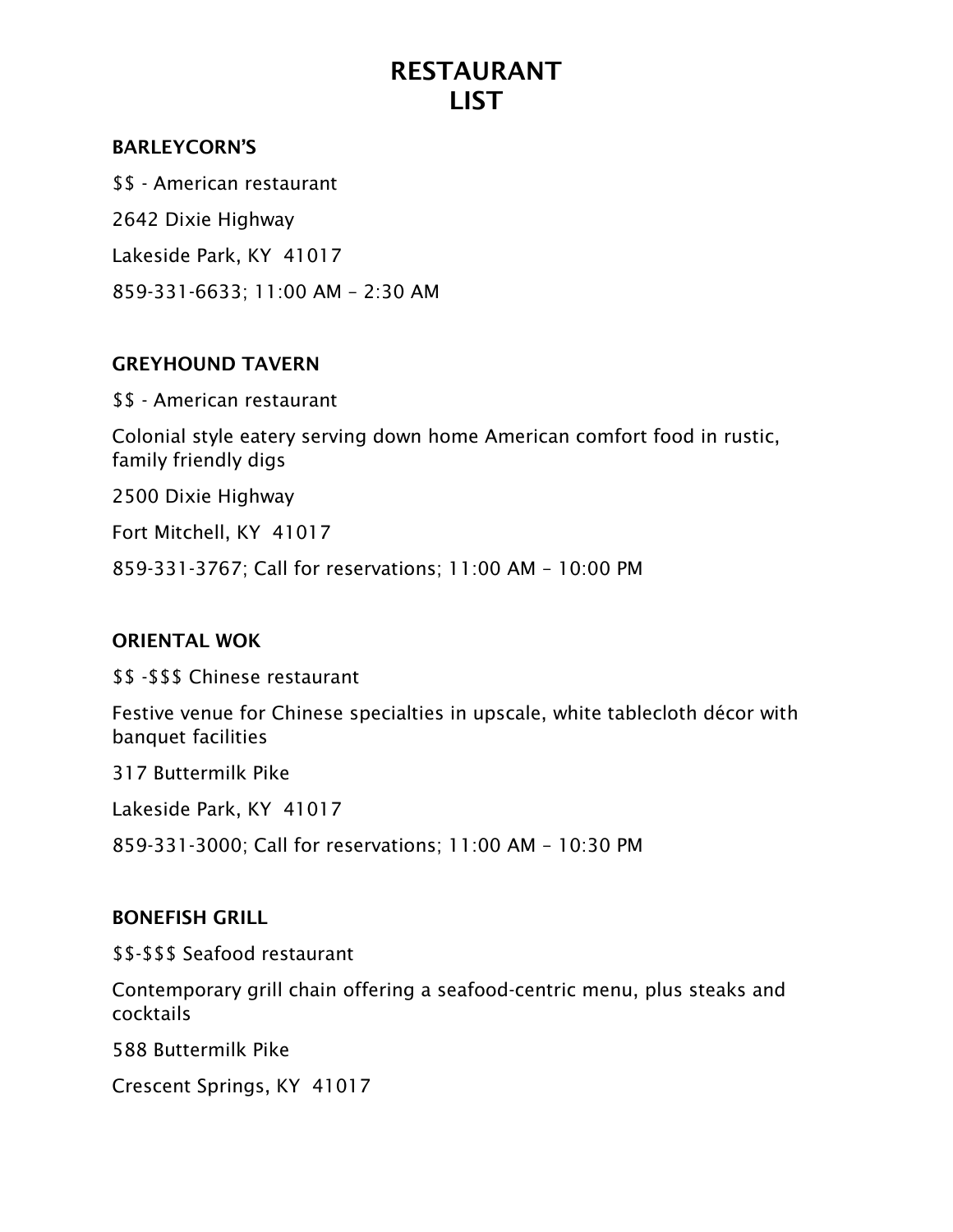# RESTAURANT LIST

**BARLEYCORN'S**

$$ - American restaurant

2642 Dixie Highway

Lakeside Park, KY  41017

859-331-6633; 11:00 AM – 2:30 AM

**GREYHOUND TAVERN**

$$ - American restaurant

Colonial style eatery serving down home American comfort food in rustic, family friendly digs

2500 Dixie Highway

Fort Mitchell, KY  41017

859-331-3767; Call for reservations; 11:00 AM – 10:00 PM

**ORIENTAL WOK**

$$ -$$$ Chinese restaurant

Festive venue for Chinese specialties in upscale, white tablecloth décor with banquet facilities

317 Buttermilk Pike

Lakeside Park, KY  41017

859-331-3000; Call for reservations; 11:00 AM – 10:30 PM

**BONEFISH GRILL**

$$-$$$ Seafood restaurant

Contemporary grill chain offering a seafood-centric menu, plus steaks and cocktails

588 Buttermilk Pike

Crescent Springs, KY  41017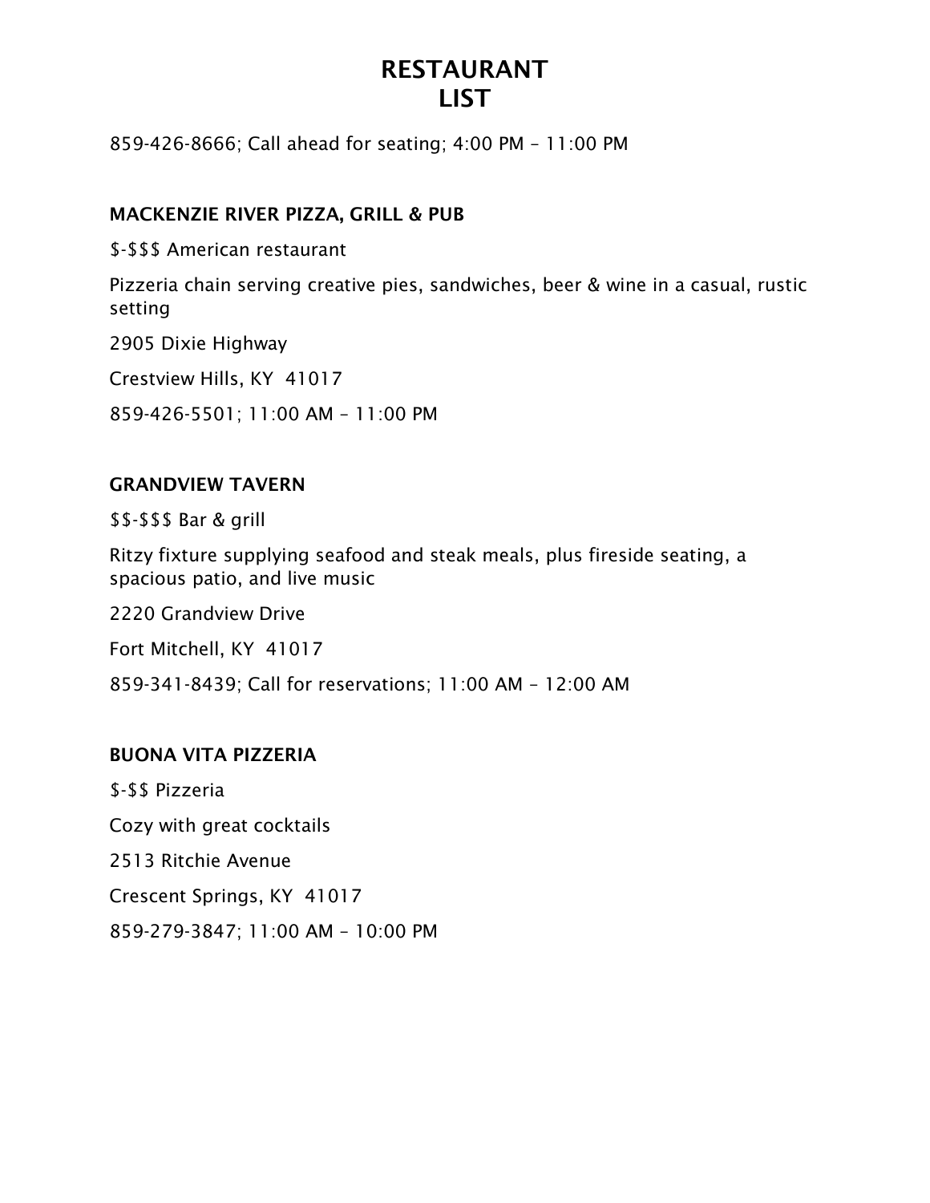# RESTAURANT LIST

859-426-8666; Call ahead for seating; 4:00 PM – 11:00 PM

**MACKENZIE RIVER PIZZA, GRILL & PUB**

$-$$$ American restaurant

Pizzeria chain serving creative pies, sandwiches, beer & wine in a casual, rustic setting

2905 Dixie Highway

Crestview Hills, KY 41017

859-426-5501; 11:00 AM – 11:00 PM

**GRANDVIEW TAVERN**

$$-$$$ Bar & grill

Ritzy fixture supplying seafood and steak meals, plus fireside seating, a spacious patio, and live music

2220 Grandview Drive

Fort Mitchell, KY 41017

859-341-8439; Call for reservations; 11:00 AM – 12:00 AM

**BUONA VITA PIZZERIA**

$-$$ Pizzeria

Cozy with great cocktails

2513 Ritchie Avenue

Crescent Springs, KY 41017

859-279-3847; 11:00 AM – 10:00 PM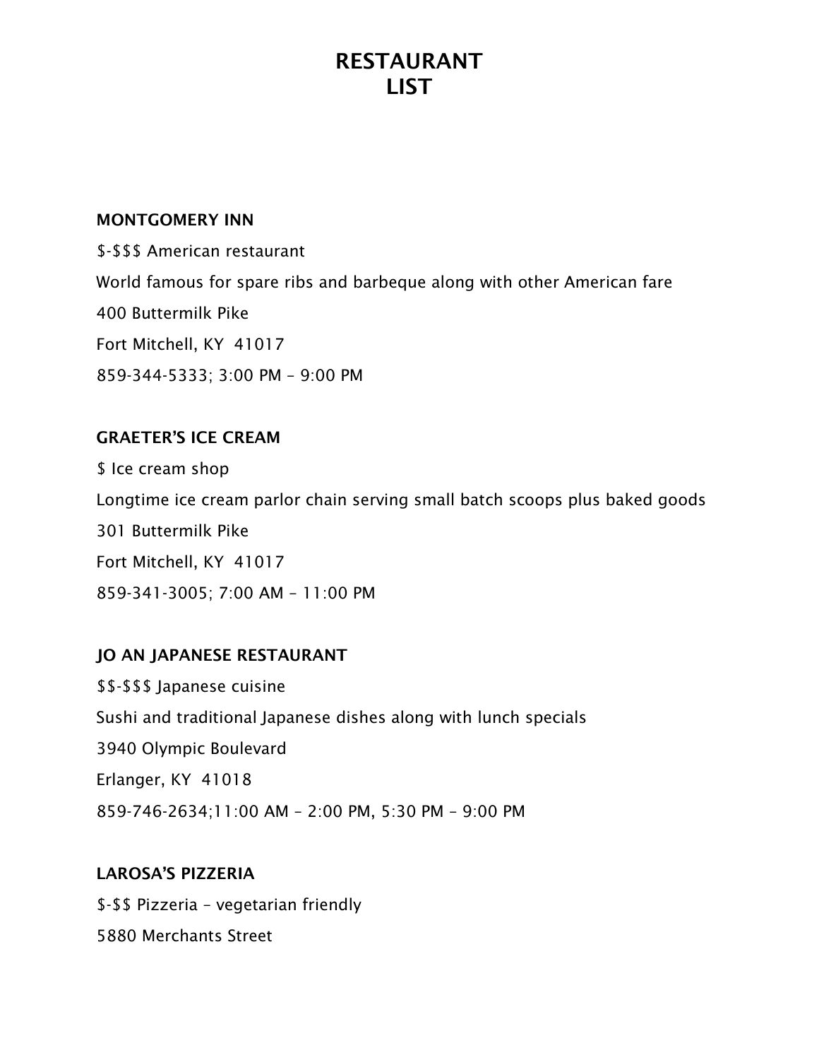# RESTAURANT LIST

**MONTGOMERY INN**

$-$$$ American restaurant

World famous for spare ribs and barbeque along with other American fare

400 Buttermilk Pike

Fort Mitchell, KY  41017

859-344-5333; 3:00 PM – 9:00 PM

**GRAETER'S ICE CREAM**

$ Ice cream shop

Longtime ice cream parlor chain serving small batch scoops plus baked goods

301 Buttermilk Pike

Fort Mitchell, KY  41017

859-341-3005; 7:00 AM – 11:00 PM

**JO AN JAPANESE RESTAURANT**

$$-$$$ Japanese cuisine

Sushi and traditional Japanese dishes along with lunch specials

3940 Olympic Boulevard

Erlanger, KY  41018

859-746-2634;11:00 AM – 2:00 PM, 5:30 PM – 9:00 PM

**LAROSA'S PIZZERIA**

$-$$ Pizzeria – vegetarian friendly

5880 Merchants Street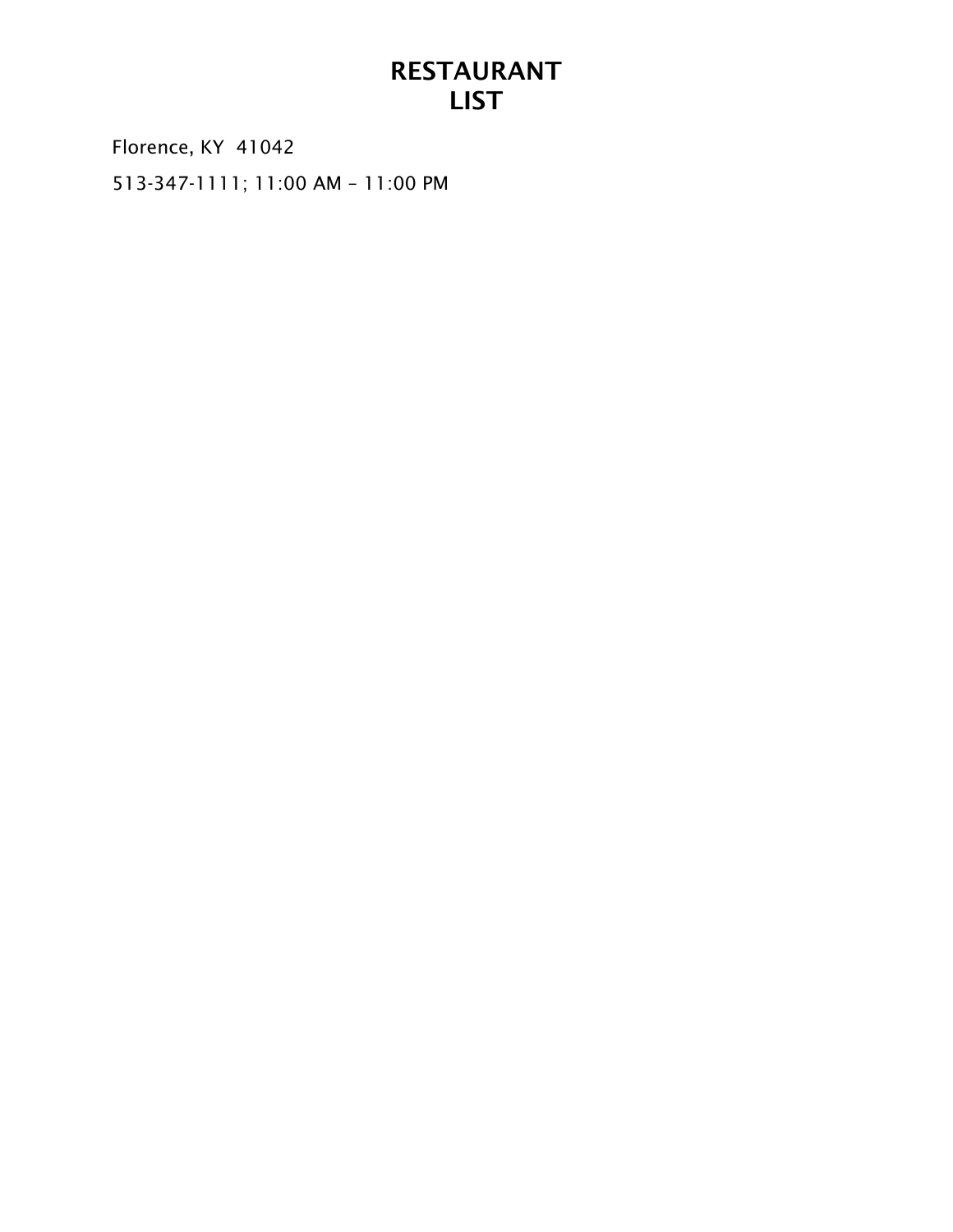# RESTAURANT LIST

Florence, KY 41042

513-347-1111; 11:00 AM – 11:00 PM